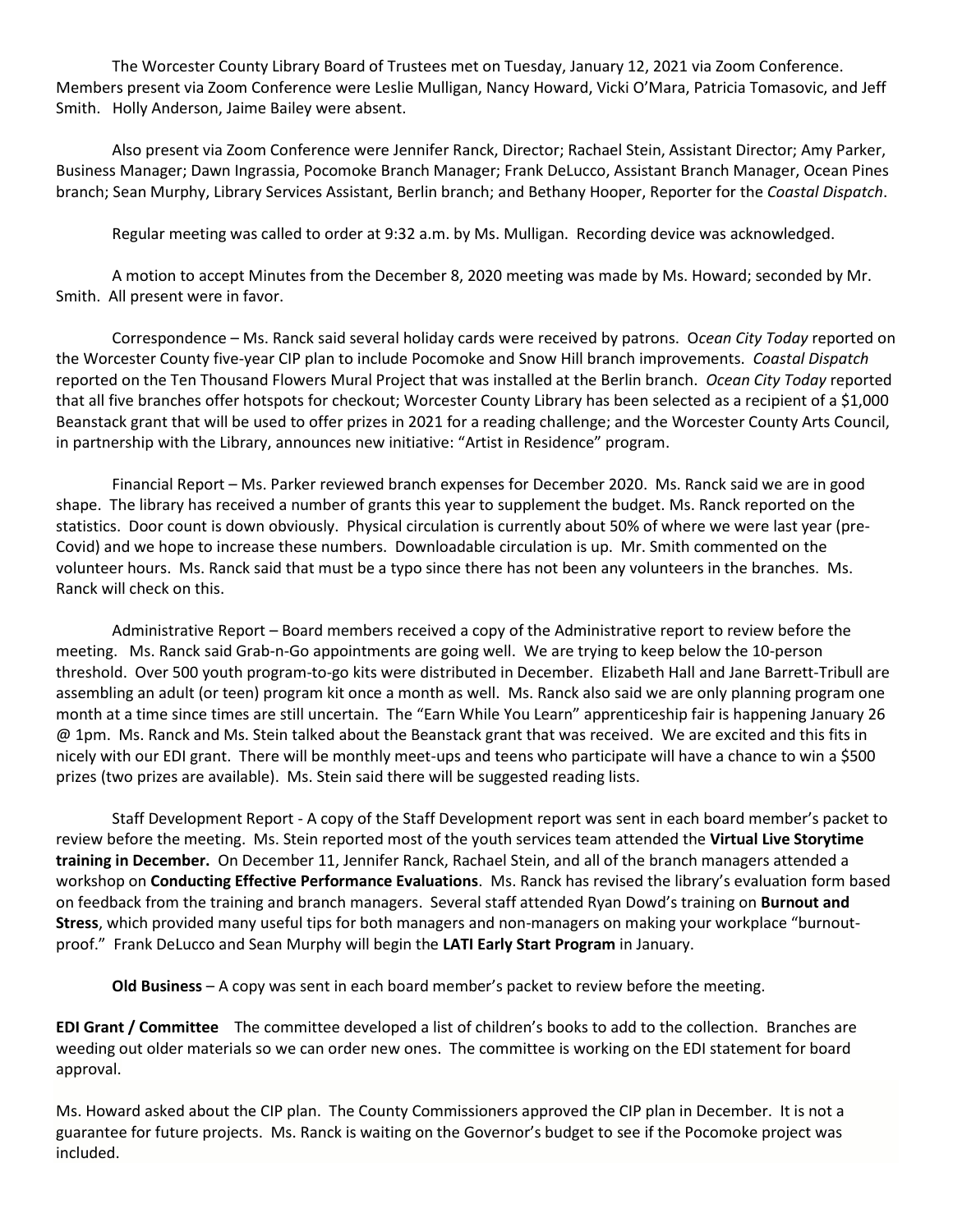The Worcester County Library Board of Trustees met on Tuesday, January 12, 2021 via Zoom Conference. Members present via Zoom Conference were Leslie Mulligan, Nancy Howard, Vicki O'Mara, Patricia Tomasovic, and Jeff Smith. Holly Anderson, Jaime Bailey were absent.

Also present via Zoom Conference were Jennifer Ranck, Director; Rachael Stein, Assistant Director; Amy Parker, Business Manager; Dawn Ingrassia, Pocomoke Branch Manager; Frank DeLucco, Assistant Branch Manager, Ocean Pines branch; Sean Murphy, Library Services Assistant, Berlin branch; and Bethany Hooper, Reporter for the *Coastal Dispatch*.

Regular meeting was called to order at 9:32 a.m. by Ms. Mulligan. Recording device was acknowledged.

A motion to accept Minutes from the December 8, 2020 meeting was made by Ms. Howard; seconded by Mr. Smith. All present were in favor.

Correspondence – Ms. Ranck said several holiday cards were received by patrons. O*cean City Today* reported on the Worcester County five-year CIP plan to include Pocomoke and Snow Hill branch improvements. *Coastal Dispatch* reported on the Ten Thousand Flowers Mural Project that was installed at the Berlin branch. *Ocean City Today* reported that all five branches offer hotspots for checkout; Worcester County Library has been selected as a recipient of a $1,000 Beanstack grant that will be used to offer prizes in 2021 for a reading challenge; and the Worcester County Arts Council, in partnership with the Library, announces new initiative: "Artist in Residence" program.

Financial Report – Ms. Parker reviewed branch expenses for December 2020. Ms. Ranck said we are in good shape. The library has received a number of grants this year to supplement the budget. Ms. Ranck reported on the statistics. Door count is down obviously. Physical circulation is currently about 50% of where we were last year (pre-Covid) and we hope to increase these numbers. Downloadable circulation is up. Mr. Smith commented on the volunteer hours. Ms. Ranck said that must be a typo since there has not been any volunteers in the branches. Ms. Ranck will check on this.

Administrative Report – Board members received a copy of the Administrative report to review before the meeting. Ms. Ranck said Grab-n-Go appointments are going well. We are trying to keep below the 10-person threshold. Over 500 youth program-to-go kits were distributed in December. Elizabeth Hall and Jane Barrett-Tribull are assembling an adult (or teen) program kit once a month as well. Ms. Ranck also said we are only planning program one month at a time since times are still uncertain. The "Earn While You Learn" apprenticeship fair is happening January 26 @ 1pm. Ms. Ranck and Ms. Stein talked about the Beanstack grant that was received. We are excited and this fits in nicely with our EDI grant. There will be monthly meet-ups and teens who participate will have a chance to win a $500 prizes (two prizes are available). Ms. Stein said there will be suggested reading lists.

Staff Development Report - A copy of the Staff Development report was sent in each board member's packet to review before the meeting. Ms. Stein reported most of the youth services team attended the **Virtual Live Storytime training in December.** On December 11, Jennifer Ranck, Rachael Stein, and all of the branch managers attended a workshop on **Conducting Effective Performance Evaluations**. Ms. Ranck has revised the library's evaluation form based on feedback from the training and branch managers. Several staff attended Ryan Dowd's training on **Burnout and Stress**, which provided many useful tips for both managers and non-managers on making your workplace "burnout-proof." Frank DeLucco and Sean Murphy will begin the **LATI Early Start Program** in January.

**Old Business** – A copy was sent in each board member's packet to review before the meeting.

**EDI Grant / Committee** The committee developed a list of children's books to add to the collection. Branches are weeding out older materials so we can order new ones. The committee is working on the EDI statement for board approval.

Ms. Howard asked about the CIP plan. The County Commissioners approved the CIP plan in December. It is not a guarantee for future projects. Ms. Ranck is waiting on the Governor's budget to see if the Pocomoke project was included.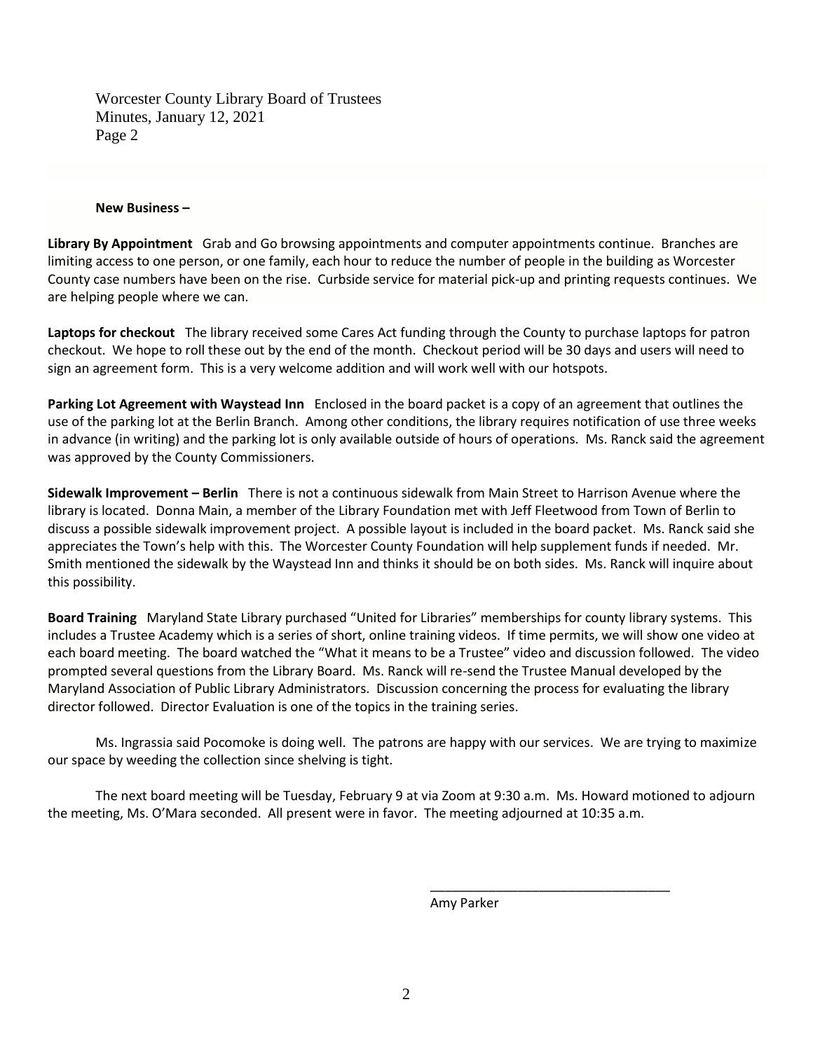**New Business –**

**Library By Appointment** Grab and Go browsing appointments and computer appointments continue. Branches are limiting access to one person, or one family, each hour to reduce the number of people in the building as Worcester County case numbers have been on the rise. Curbside service for material pick-up and printing requests continues. We are helping people where we can.

**Laptops for checkout** The library received some Cares Act funding through the County to purchase laptops for patron checkout. We hope to roll these out by the end of the month. Checkout period will be 30 days and users will need to sign an agreement form. This is a very welcome addition and will work well with our hotspots.

**Parking Lot Agreement with Waystead Inn** Enclosed in the board packet is a copy of an agreement that outlines the use of the parking lot at the Berlin Branch. Among other conditions, the library requires notification of use three weeks in advance (in writing) and the parking lot is only available outside of hours of operations. Ms. Ranck said the agreement was approved by the County Commissioners.

**Sidewalk Improvement – Berlin** There is not a continuous sidewalk from Main Street to Harrison Avenue where the library is located. Donna Main, a member of the Library Foundation met with Jeff Fleetwood from Town of Berlin to discuss a possible sidewalk improvement project. A possible layout is included in the board packet. Ms. Ranck said she appreciates the Town's help with this. The Worcester County Foundation will help supplement funds if needed. Mr. Smith mentioned the sidewalk by the Waystead Inn and thinks it should be on both sides. Ms. Ranck will inquire about this possibility.

**Board Training** Maryland State Library purchased "United for Libraries" memberships for county library systems. This includes a Trustee Academy which is a series of short, online training videos. If time permits, we will show one video at each board meeting. The board watched the "What it means to be a Trustee" video and discussion followed. The video prompted several questions from the Library Board. Ms. Ranck will re-send the Trustee Manual developed by the Maryland Association of Public Library Administrators. Discussion concerning the process for evaluating the library director followed. Director Evaluation is one of the topics in the training series.

Ms. Ingrassia said Pocomoke is doing well. The patrons are happy with our services. We are trying to maximize our space by weeding the collection since shelving is tight.

The next board meeting will be Tuesday, February 9 at via Zoom at 9:30 a.m. Ms. Howard motioned to adjourn the meeting, Ms. O'Mara seconded. All present were in favor. The meeting adjourned at 10:35 a.m.

\_\_\_\_\_\_\_\_\_\_\_\_\_\_\_\_\_\_\_\_\_\_\_\_\_\_\_\_\_\_\_\_\_\_

Amy Parker